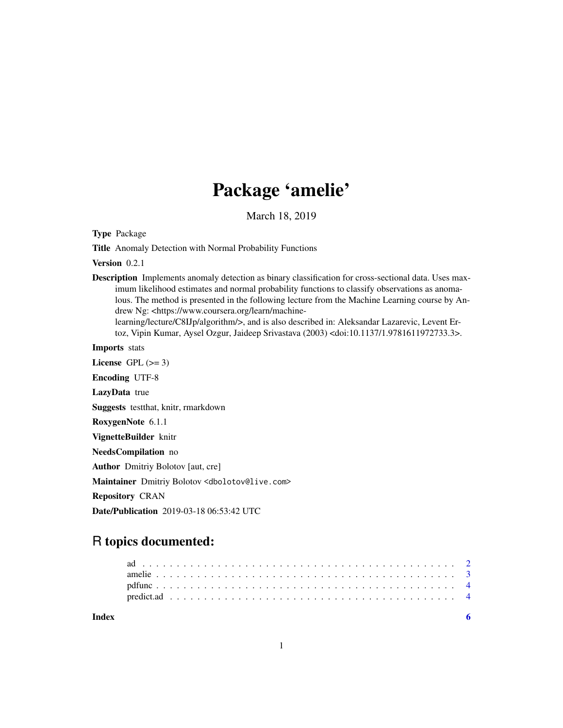# Package 'amelie'

March 18, 2019

**Type** Package

**Title** Anomaly Detection with Normal Probability Functions

**Version** 0.2.1

**Description** Implements anomaly detection as binary classification for cross-sectional data. Uses maximum likelihood estimates and normal probability functions to classify observations as anomalous. The method is presented in the following lecture from the Machine Learning course by Andrew Ng: <https://www.coursera.org/learn/machine-learning/lecture/C8IJp/algorithm/>, and is also described in: Aleksandar Lazarevic, Levent Ertoz, Vipin Kumar, Aysel Ozgur, Jaideep Srivastava (2003) <doi:10.1137/1.9781611972733.3>.

**Imports** stats

**License** GPL (>= 3)

**Encoding** UTF-8

**LazyData** true

**Suggests** testthat, knitr, rmarkdown

**RoxygenNote** 6.1.1

**VignetteBuilder** knitr

**NeedsCompilation** no

**Author** Dmitriy Bolotov [aut, cre]

**Maintainer** Dmitriy Bolotov <dbolotov@live.com>

**Repository** CRAN

**Date/Publication** 2019-03-18 06:53:42 UTC

## R topics documented:

ad . . . . . . . . . . . . . . . . . . . . . . . . . . . . . . . . . . . . . . . . . . . 2
amelie . . . . . . . . . . . . . . . . . . . . . . . . . . . . . . . . . . . . . . . . . 3
pdfunc . . . . . . . . . . . . . . . . . . . . . . . . . . . . . . . . . . . . . . . . . 4
predict.ad . . . . . . . . . . . . . . . . . . . . . . . . . . . . . . . . . . . . . . . 4

**Index** **6**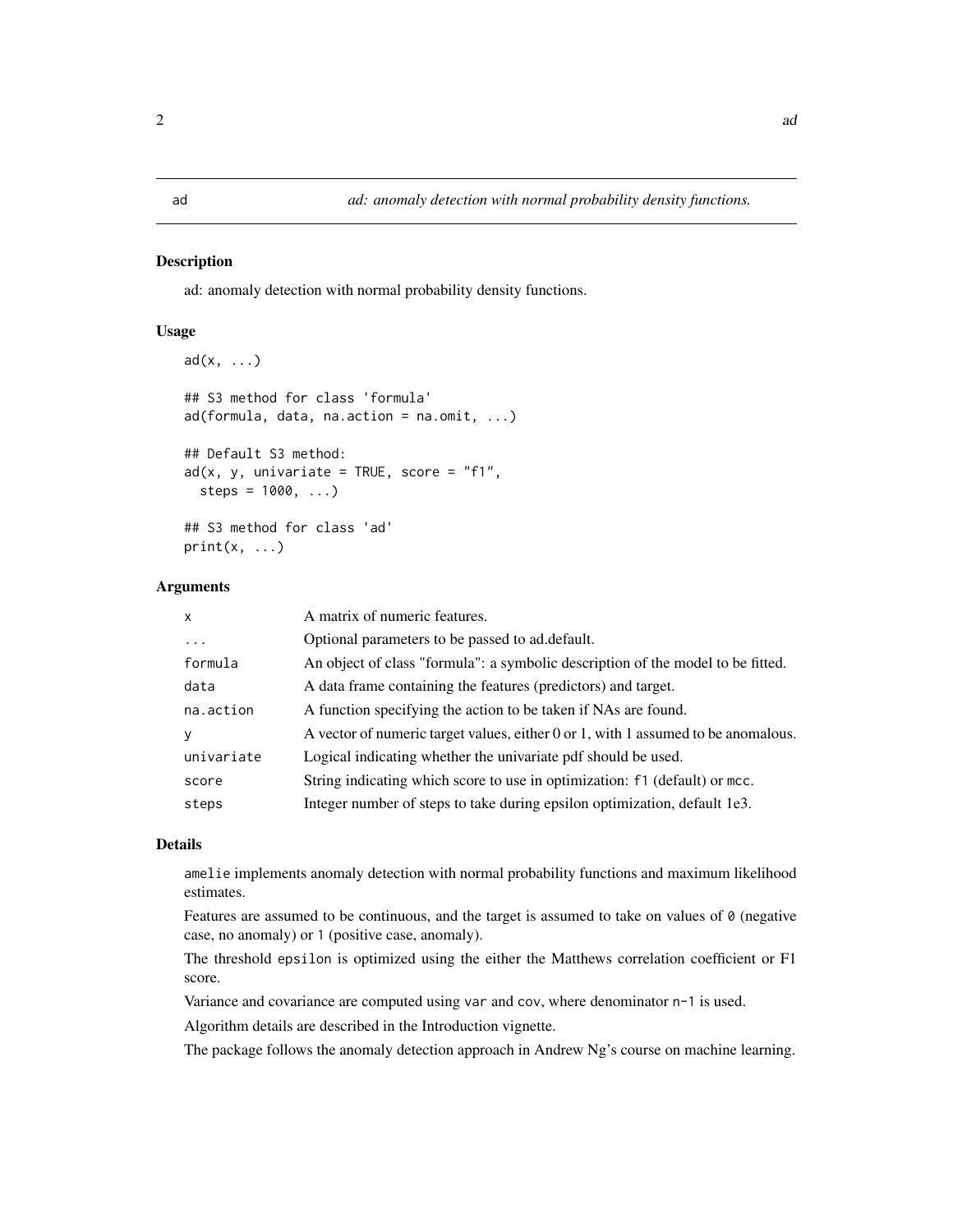ad *ad: anomaly detection with normal probability density functions.*

## Description

ad: anomaly detection with normal probability density functions.

## Usage

```
ad(x, ...)

## S3 method for class 'formula'
ad(formula, data, na.action = na.omit, ...)

## Default S3 method:
ad(x, y, univariate = TRUE, score = "f1",
  steps = 1000, ...)

## S3 method for class 'ad'
print(x, ...)
```

## Arguments

| | |
|---|---|
| x | A matrix of numeric features. |
| ... | Optional parameters to be passed to ad.default. |
| formula | An object of class "formula": a symbolic description of the model to be fitted. |
| data | A data frame containing the features (predictors) and target. |
| na.action | A function specifying the action to be taken if NAs are found. |
| y | A vector of numeric target values, either 0 or 1, with 1 assumed to be anomalous. |
| univariate | Logical indicating whether the univariate pdf should be used. |
| score | String indicating which score to use in optimization: `f1` (default) or `mcc`. |
| steps | Integer number of steps to take during epsilon optimization, default 1e3. |

## Details

`amelie` implements anomaly detection with normal probability functions and maximum likelihood estimates.

Features are assumed to be continuous, and the target is assumed to take on values of `0` (negative case, no anomaly) or `1` (positive case, anomaly).

The threshold `epsilon` is optimized using the either the Matthews correlation coefficient or F1 score.

Variance and covariance are computed using `var` and `cov`, where denominator `n-1` is used.

Algorithm details are described in the Introduction vignette.

The package follows the anomaly detection approach in Andrew Ng's course on machine learning.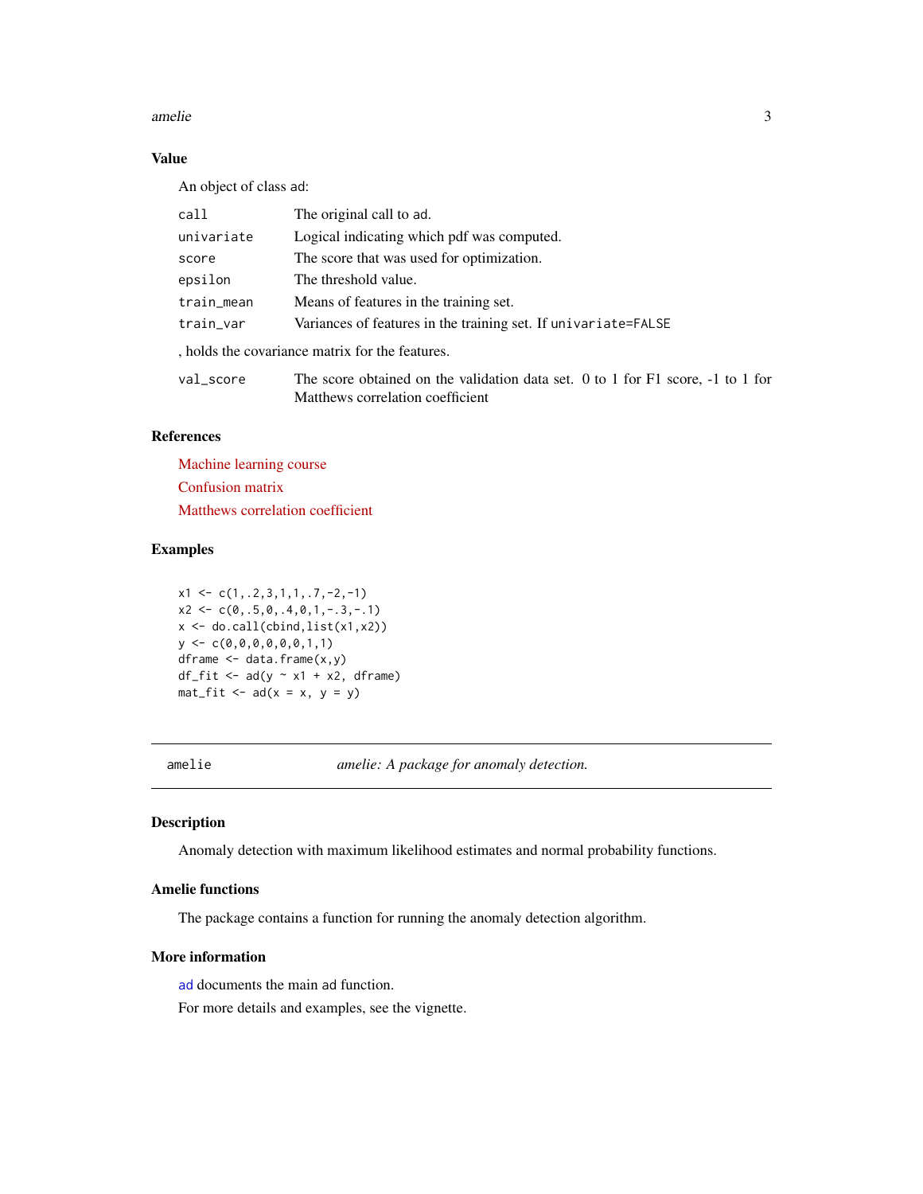## Value

An object of class `ad`:

| | |
|---|---|
| `call` | The original call to `ad`. |
| `univariate` | Logical indicating which pdf was computed. |
| `score` | The score that was used for optimization. |
| `epsilon` | The threshold value. |
| `train_mean` | Means of features in the training set. |
| `train_var` | Variances of features in the training set. If `univariate=FALSE` |

, holds the covariance matrix for the features.

| | |
|---|---|
| `val_score` | The score obtained on the validation data set. 0 to 1 for F1 score, -1 to 1 for Matthews correlation coefficient |

## References

Machine learning course

Confusion matrix

Matthews correlation coefficient

## Examples

```
x1 <- c(1,.2,3,1,1,.7,-2,-1)
x2 <- c(0,.5,0,.4,0,1,-.3,-.1)
x <- do.call(cbind,list(x1,x2))
y <- c(0,0,0,0,0,0,1,1)
dframe <- data.frame(x,y)
df_fit <- ad(y ~ x1 + x2, dframe)
mat_fit <- ad(x = x, y = y)
```

---

# amelie — *amelie: A package for anomaly detection.*

## Description

Anomaly detection with maximum likelihood estimates and normal probability functions.

## Amelie functions

The package contains a function for running the anomaly detection algorithm.

## More information

`ad` documents the main `ad` function.

For more details and examples, see the vignette.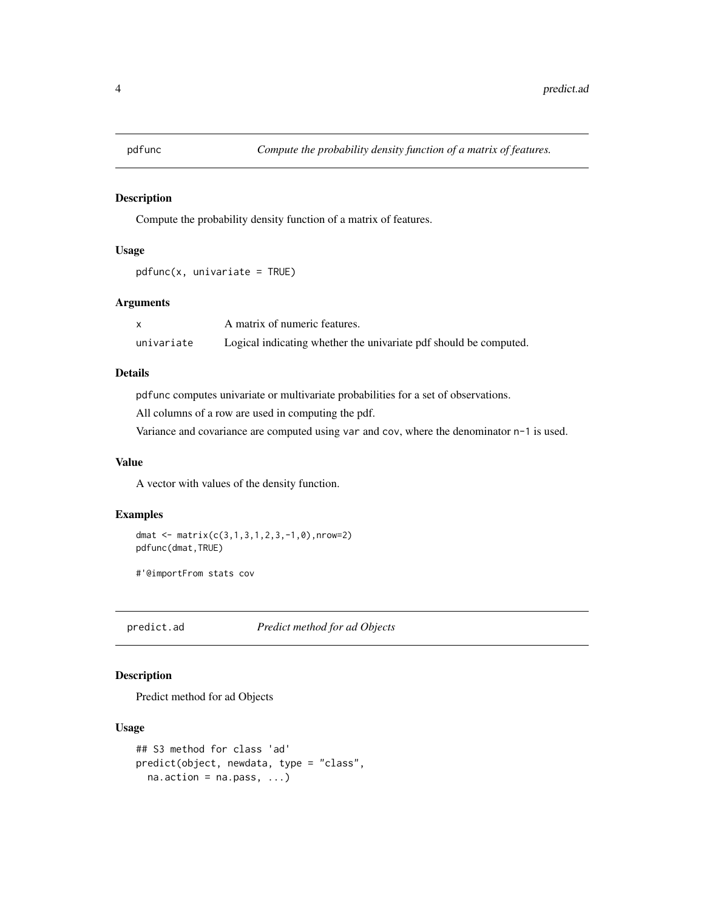## pdfunc — *Compute the probability density function of a matrix of features.*

### Description

Compute the probability density function of a matrix of features.

### Usage

```
pdfunc(x, univariate = TRUE)
```

### Arguments

| | |
|---|---|
| `x` | A matrix of numeric features. |
| `univariate` | Logical indicating whether the univariate pdf should be computed. |

### Details

`pdfunc` computes univariate or multivariate probabilities for a set of observations.

All columns of a row are used in computing the pdf.

Variance and covariance are computed using `var` and `cov`, where the denominator `n-1` is used.

### Value

A vector with values of the density function.

### Examples

```
dmat <- matrix(c(3,1,3,1,2,3,-1,0),nrow=2)
pdfunc(dmat,TRUE)

#'@importFrom stats cov
```

## predict.ad — *Predict method for ad Objects*

### Description

Predict method for ad Objects

### Usage

```
## S3 method for class 'ad'
predict(object, newdata, type = "class",
  na.action = na.pass, ...)
```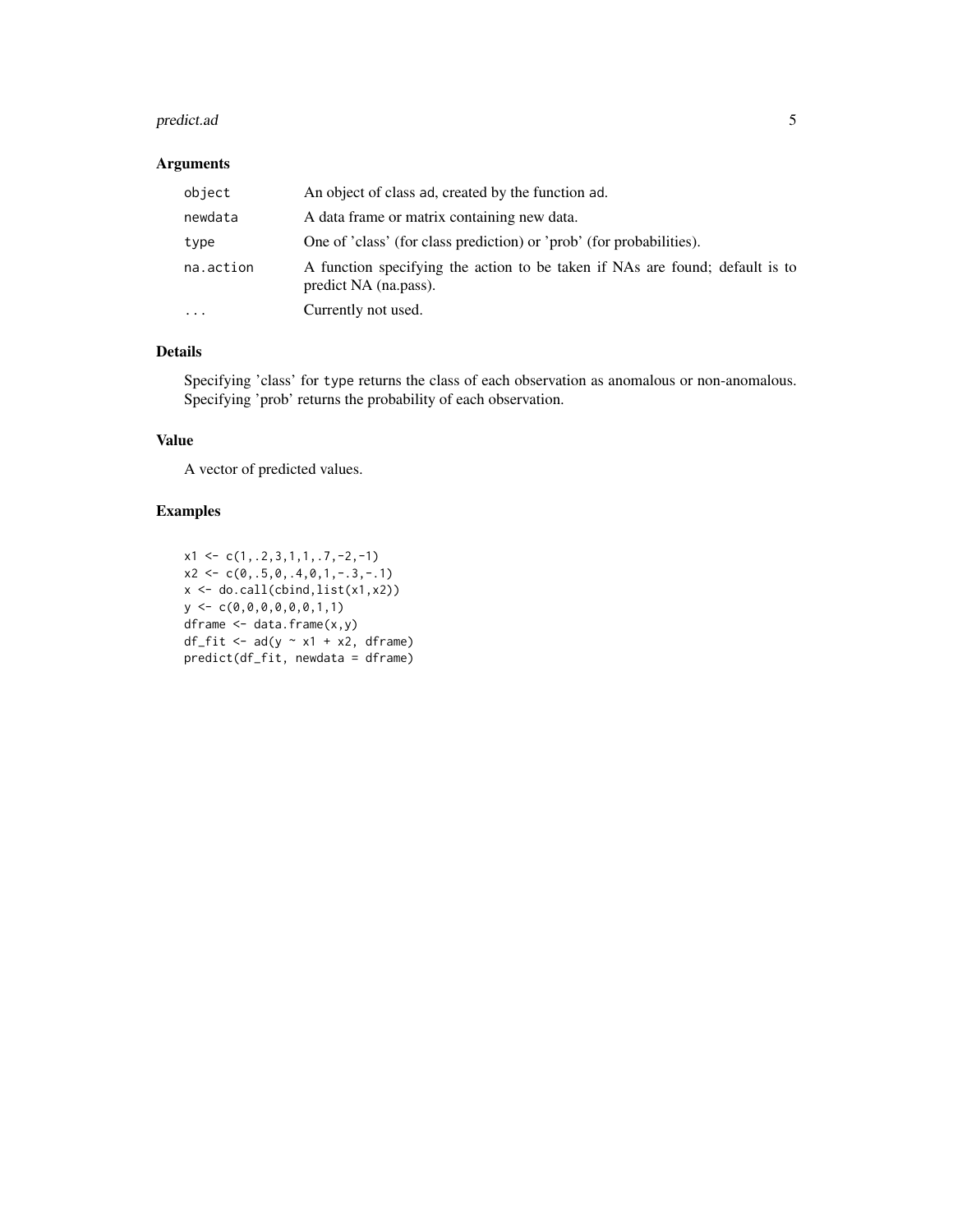## Arguments

| | |
|---|---|
| object | An object of class ad, created by the function ad. |
| newdata | A data frame or matrix containing new data. |
| type | One of 'class' (for class prediction) or 'prob' (for probabilities). |
| na.action | A function specifying the action to be taken if NAs are found; default is to predict NA (na.pass). |
| ... | Currently not used. |

## Details

Specifying 'class' for type returns the class of each observation as anomalous or non-anomalous. Specifying 'prob' returns the probability of each observation.

## Value

A vector of predicted values.

## Examples

```
x1 <- c(1,.2,3,1,1,.7,-2,-1)
x2 <- c(0,.5,0,.4,0,1,-.3,-.1)
x <- do.call(cbind,list(x1,x2))
y <- c(0,0,0,0,0,0,1,1)
dframe <- data.frame(x,y)
df_fit <- ad(y ~ x1 + x2, dframe)
predict(df_fit, newdata = dframe)
```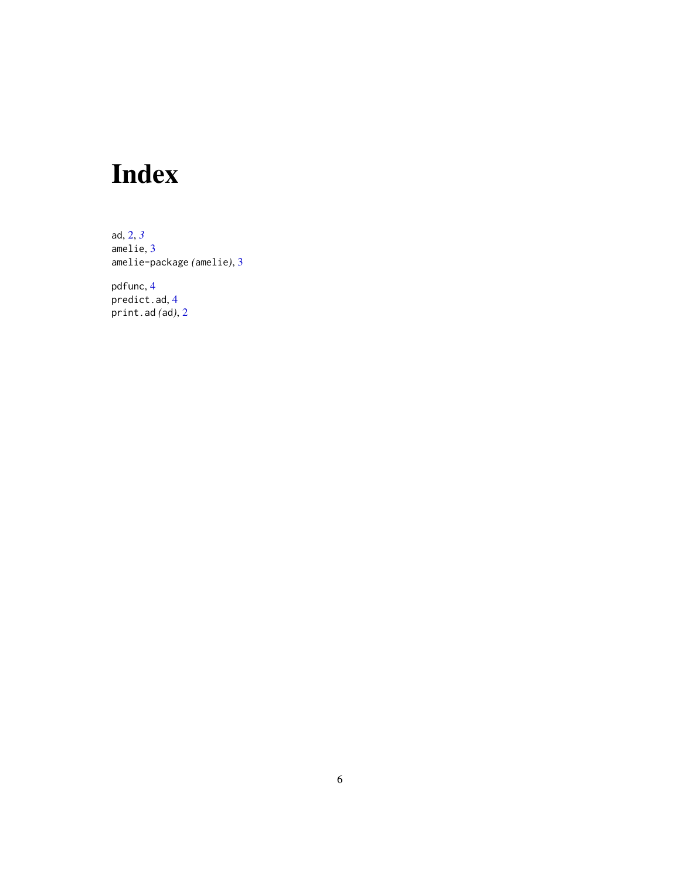# Index

ad, 2, *3*
amelie, 3
amelie-package *(*amelie*)*, 3

pdfunc, 4
predict.ad, 4
print.ad *(*ad*)*, 2